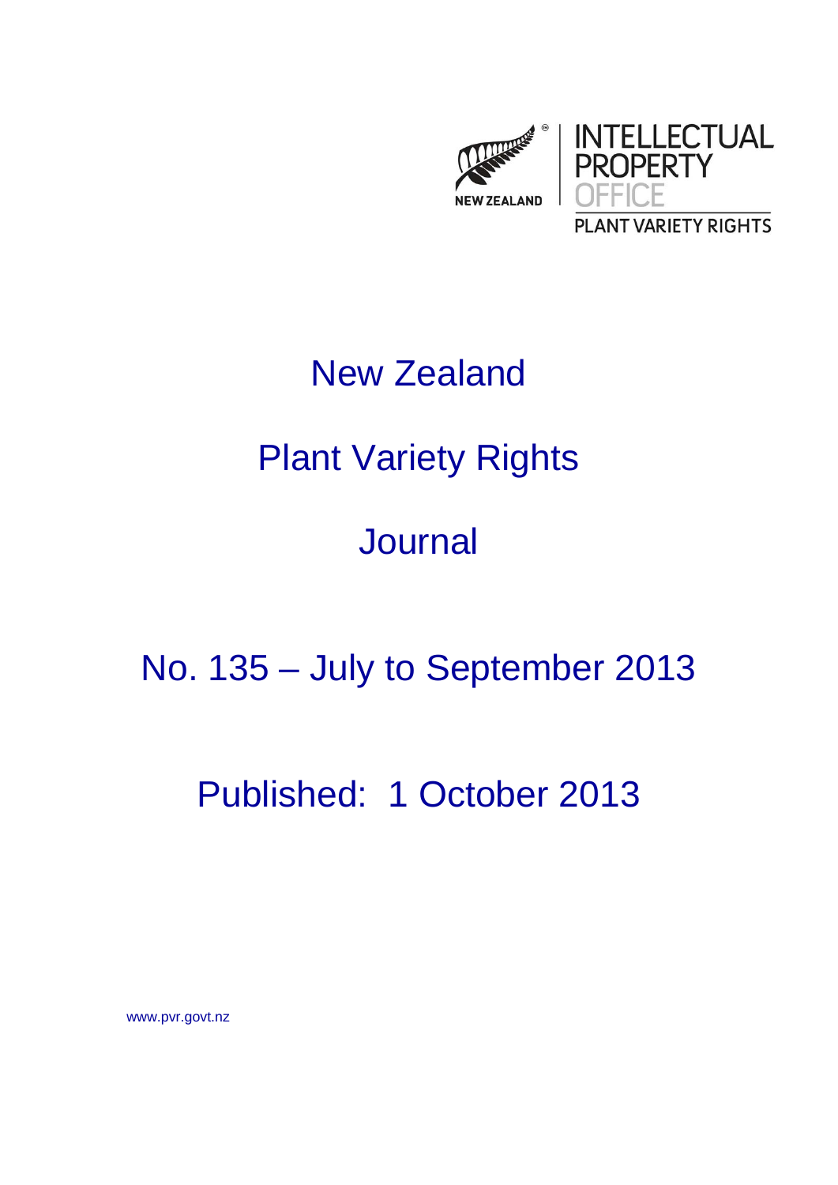NEW ZEALAND

INTELLECTUAL PROPERTY OFFICE

PLANT VARIETY RIGHTS

# New Zealand

# Plant Variety Rights

# Journal

## No. 135 – July to September 2013

## Published: 1 October 2013

www.pvr.govt.nz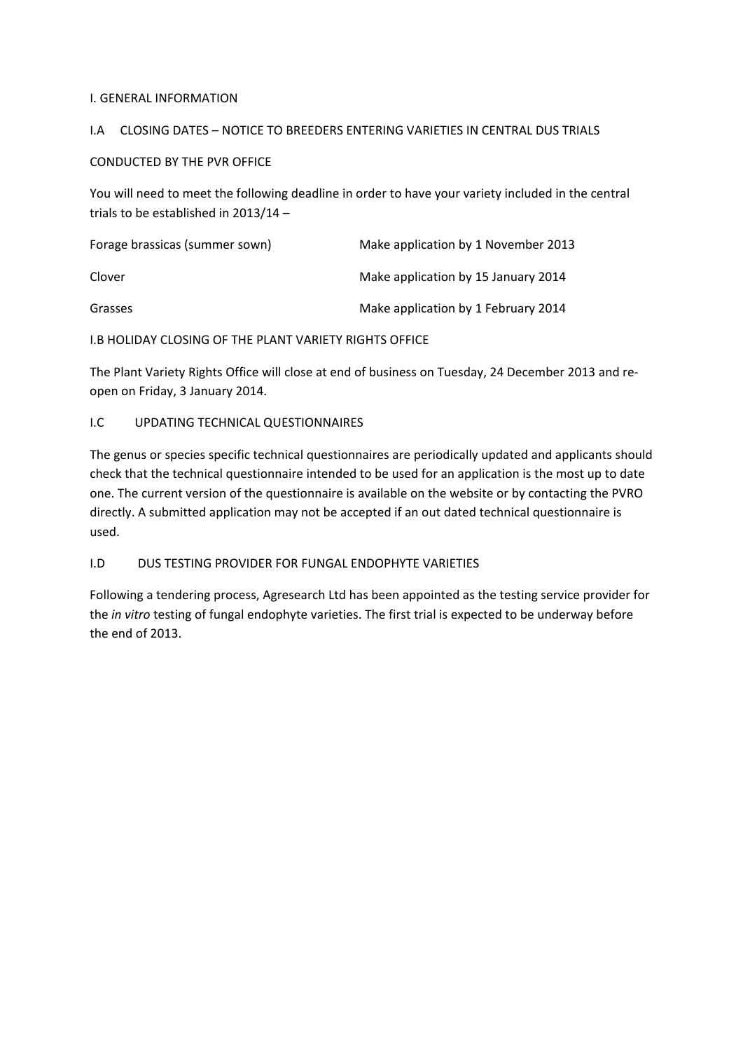# I. GENERAL INFORMATION

## I.A CLOSING DATES – NOTICE TO BREEDERS ENTERING VARIETIES IN CENTRAL DUS TRIALS CONDUCTED BY THE PVR OFFICE

You will need to meet the following deadline in order to have your variety included in the central trials to be established in 2013/14 –

| | |
|---|---|
| Forage brassicas (summer sown) | Make application by 1 November 2013 |
| Clover | Make application by 15 January 2014 |
| Grasses | Make application by 1 February 2014 |

## I.B HOLIDAY CLOSING OF THE PLANT VARIETY RIGHTS OFFICE

The Plant Variety Rights Office will close at end of business on Tuesday, 24 December 2013 and re-open on Friday, 3 January 2014.

## I.C UPDATING TECHNICAL QUESTIONNAIRES

The genus or species specific technical questionnaires are periodically updated and applicants should check that the technical questionnaire intended to be used for an application is the most up to date one. The current version of the questionnaire is available on the website or by contacting the PVRO directly. A submitted application may not be accepted if an out dated technical questionnaire is used.

## I.D DUS TESTING PROVIDER FOR FUNGAL ENDOPHYTE VARIETIES

Following a tendering process, Agresearch Ltd has been appointed as the testing service provider for the *in vitro* testing of fungal endophyte varieties. The first trial is expected to be underway before the end of 2013.